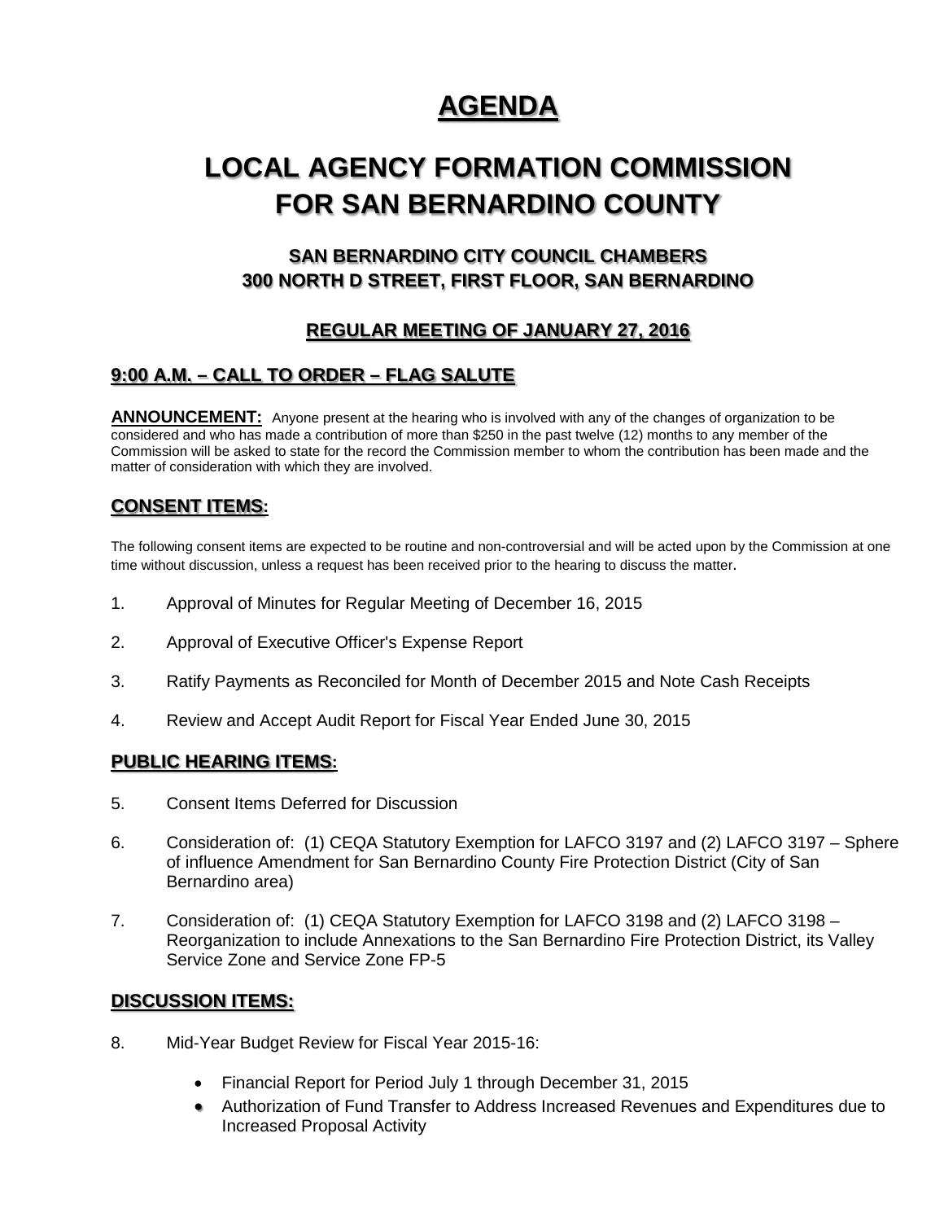# AGENDA

# LOCAL AGENCY FORMATION COMMISSION FOR SAN BERNARDINO COUNTY

### SAN BERNARDINO CITY COUNCIL CHAMBERS
### 300 NORTH D STREET, FIRST FLOOR, SAN BERNARDINO

### REGULAR MEETING OF JANUARY 27, 2016

## 9:00 A.M. – CALL TO ORDER – FLAG SALUTE

**ANNOUNCEMENT:** Anyone present at the hearing who is involved with any of the changes of organization to be considered and who has made a contribution of more than $250 in the past twelve (12) months to any member of the Commission will be asked to state for the record the Commission member to whom the contribution has been made and the matter of consideration with which they are involved.

## CONSENT ITEMS:

The following consent items are expected to be routine and non-controversial and will be acted upon by the Commission at one time without discussion, unless a request has been received prior to the hearing to discuss the matter.

1. Approval of Minutes for Regular Meeting of December 16, 2015
2. Approval of Executive Officer's Expense Report
3. Ratify Payments as Reconciled for Month of December 2015 and Note Cash Receipts
4. Review and Accept Audit Report for Fiscal Year Ended June 30, 2015

## PUBLIC HEARING ITEMS:

5. Consent Items Deferred for Discussion
6. Consideration of: (1) CEQA Statutory Exemption for LAFCO 3197 and (2) LAFCO 3197 – Sphere of influence Amendment for San Bernardino County Fire Protection District (City of San Bernardino area)
7. Consideration of: (1) CEQA Statutory Exemption for LAFCO 3198 and (2) LAFCO 3198 – Reorganization to include Annexations to the San Bernardino Fire Protection District, its Valley Service Zone and Service Zone FP-5

## DISCUSSION ITEMS:

8. Mid-Year Budget Review for Fiscal Year 2015-16:
   - Financial Report for Period July 1 through December 31, 2015
   - Authorization of Fund Transfer to Address Increased Revenues and Expenditures due to Increased Proposal Activity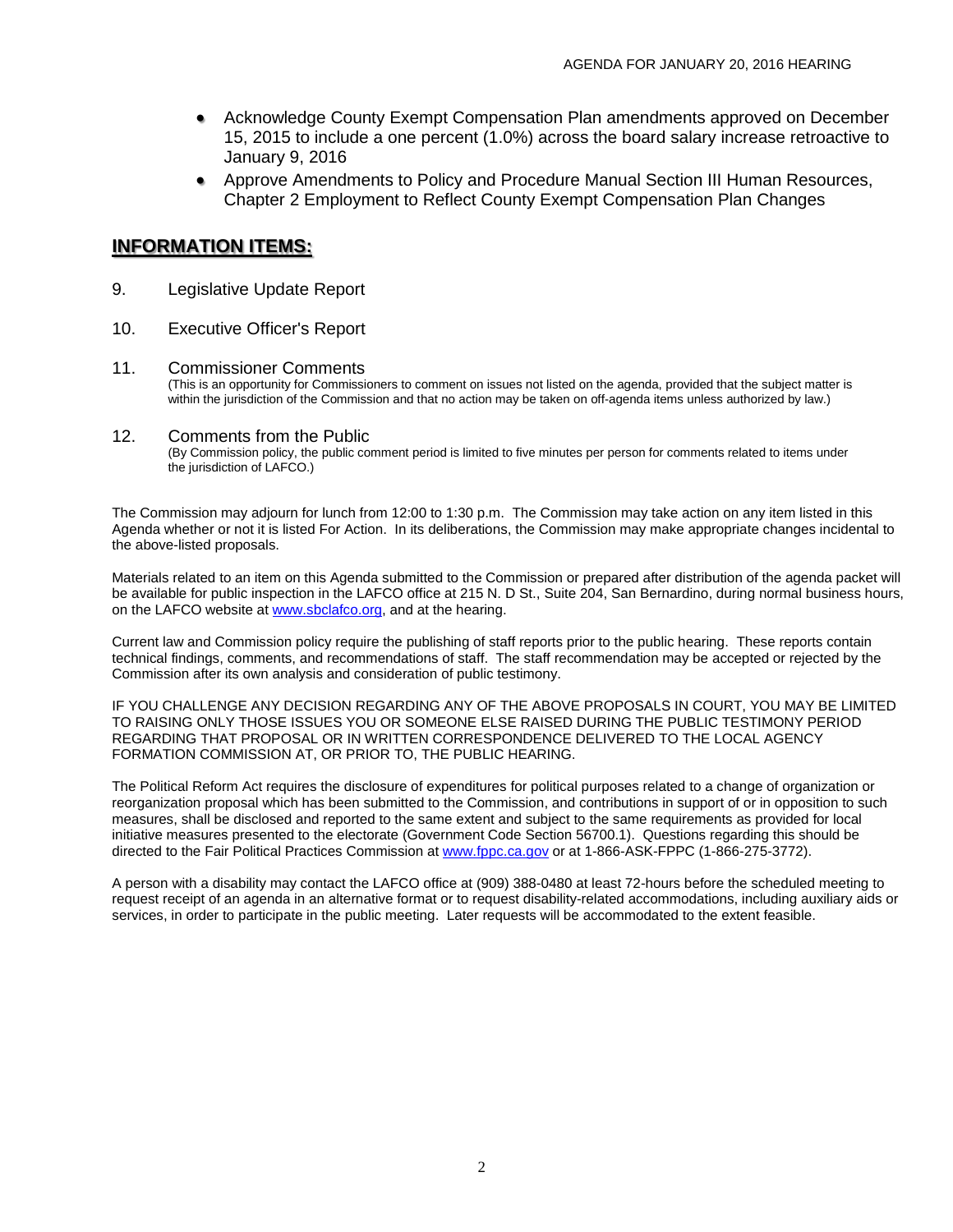- Acknowledge County Exempt Compensation Plan amendments approved on December 15, 2015 to include a one percent (1.0%) across the board salary increase retroactive to January 9, 2016
- Approve Amendments to Policy and Procedure Manual Section III Human Resources, Chapter 2 Employment to Reflect County Exempt Compensation Plan Changes

## INFORMATION ITEMS:

9. Legislative Update Report

10. Executive Officer's Report

11. Commissioner Comments
(This is an opportunity for Commissioners to comment on issues not listed on the agenda, provided that the subject matter is within the jurisdiction of the Commission and that no action may be taken on off-agenda items unless authorized by law.)

12. Comments from the Public
(By Commission policy, the public comment period is limited to five minutes per person for comments related to items under the jurisdiction of LAFCO.)

The Commission may adjourn for lunch from 12:00 to 1:30 p.m. The Commission may take action on any item listed in this Agenda whether or not it is listed For Action. In its deliberations, the Commission may make appropriate changes incidental to the above-listed proposals.

Materials related to an item on this Agenda submitted to the Commission or prepared after distribution of the agenda packet will be available for public inspection in the LAFCO office at 215 N. D St., Suite 204, San Bernardino, during normal business hours, on the LAFCO website at www.sbclafco.org, and at the hearing.

Current law and Commission policy require the publishing of staff reports prior to the public hearing. These reports contain technical findings, comments, and recommendations of staff. The staff recommendation may be accepted or rejected by the Commission after its own analysis and consideration of public testimony.

IF YOU CHALLENGE ANY DECISION REGARDING ANY OF THE ABOVE PROPOSALS IN COURT, YOU MAY BE LIMITED TO RAISING ONLY THOSE ISSUES YOU OR SOMEONE ELSE RAISED DURING THE PUBLIC TESTIMONY PERIOD REGARDING THAT PROPOSAL OR IN WRITTEN CORRESPONDENCE DELIVERED TO THE LOCAL AGENCY FORMATION COMMISSION AT, OR PRIOR TO, THE PUBLIC HEARING.

The Political Reform Act requires the disclosure of expenditures for political purposes related to a change of organization or reorganization proposal which has been submitted to the Commission, and contributions in support of or in opposition to such measures, shall be disclosed and reported to the same extent and subject to the same requirements as provided for local initiative measures presented to the electorate (Government Code Section 56700.1). Questions regarding this should be directed to the Fair Political Practices Commission at www.fppc.ca.gov or at 1-866-ASK-FPPC (1-866-275-3772).

A person with a disability may contact the LAFCO office at (909) 388-0480 at least 72-hours before the scheduled meeting to request receipt of an agenda in an alternative format or to request disability-related accommodations, including auxiliary aids or services, in order to participate in the public meeting. Later requests will be accommodated to the extent feasible.